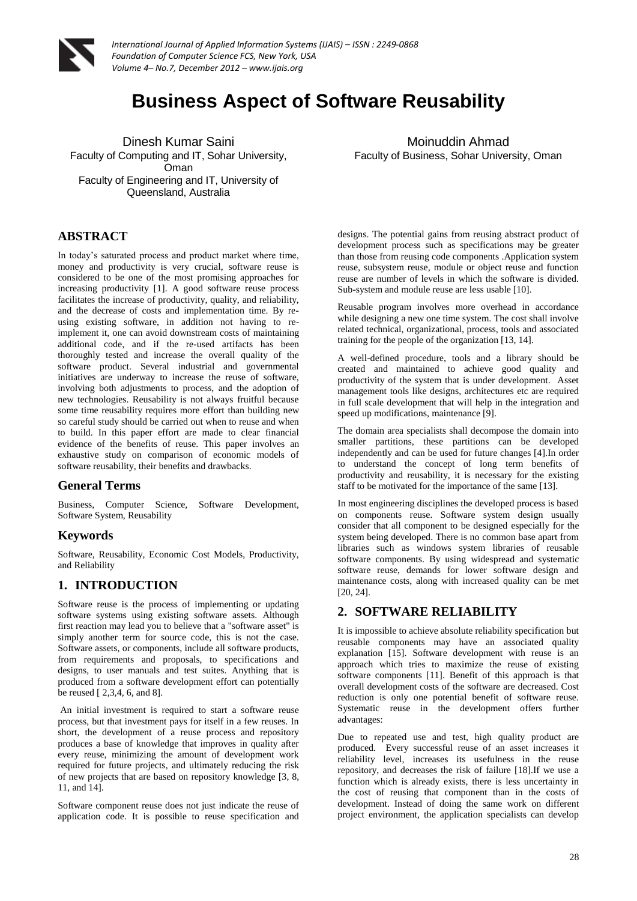# Business Aspect of Software Reusability

Dinesh Kumar Saini
Faculty of Computing and IT, Sohar University, Oman
Faculty of Engineering and IT, University of Queensland, Australia

Moinuddin Ahmad
Faculty of Business, Sohar University, Oman

## ABSTRACT

In today's saturated process and product market where time, money and productivity is very crucial, software reuse is considered to be one of the most promising approaches for increasing productivity [1]. A good software reuse process facilitates the increase of productivity, quality, and reliability, and the decrease of costs and implementation time. By re-using existing software, in addition not having to re-implement it, one can avoid downstream costs of maintaining additional code, and if the re-used artifacts has been thoroughly tested and increase the overall quality of the software product. Several industrial and governmental initiatives are underway to increase the reuse of software, involving both adjustments to process, and the adoption of new technologies. Reusability is not always fruitful because some time reusability requires more effort than building new so careful study should be carried out when to reuse and when to build. In this paper effort are made to clear financial evidence of the benefits of reuse. This paper involves an exhaustive study on comparison of economic models of software reusability, their benefits and drawbacks.

### General Terms

Business, Computer Science, Software Development, Software System, Reusability

### Keywords

Software, Reusability, Economic Cost Models, Productivity, and Reliability

## 1. INTRODUCTION

Software reuse is the process of implementing or updating software systems using existing software assets. Although first reaction may lead you to believe that a "software asset" is simply another term for source code, this is not the case. Software assets, or components, include all software products, from requirements and proposals, to specifications and designs, to user manuals and test suites. Anything that is produced from a software development effort can potentially be reused [ 2,3,4, 6, and 8].

An initial investment is required to start a software reuse process, but that investment pays for itself in a few reuses. In short, the development of a reuse process and repository produces a base of knowledge that improves in quality after every reuse, minimizing the amount of development work required for future projects, and ultimately reducing the risk of new projects that are based on repository knowledge [3, 8, 11, and 14].

Software component reuse does not just indicate the reuse of application code. It is possible to reuse specification and designs. The potential gains from reusing abstract product of development process such as specifications may be greater than those from reusing code components .Application system reuse, subsystem reuse, module or object reuse and function reuse are number of levels in which the software is divided. Sub-system and module reuse are less usable [10].

Reusable program involves more overhead in accordance while designing a new one time system. The cost shall involve related technical, organizational, process, tools and associated training for the people of the organization [13, 14].

A well-defined procedure, tools and a library should be created and maintained to achieve good quality and productivity of the system that is under development. Asset management tools like designs, architectures etc are required in full scale development that will help in the integration and speed up modifications, maintenance [9].

The domain area specialists shall decompose the domain into smaller partitions, these partitions can be developed independently and can be used for future changes [4].In order to understand the concept of long term benefits of productivity and reusability, it is necessary for the existing staff to be motivated for the importance of the same [13].

In most engineering disciplines the developed process is based on components reuse. Software system design usually consider that all component to be designed especially for the system being developed. There is no common base apart from libraries such as windows system libraries of reusable software components. By using widespread and systematic software reuse, demands for lower software design and maintenance costs, along with increased quality can be met [20, 24].

## 2. SOFTWARE RELIABILITY

It is impossible to achieve absolute reliability specification but reusable components may have an associated quality explanation [15]. Software development with reuse is an approach which tries to maximize the reuse of existing software components [11]. Benefit of this approach is that overall development costs of the software are decreased. Cost reduction is only one potential benefit of software reuse. Systematic reuse in the development offers further advantages:

Due to repeated use and test, high quality product are produced. Every successful reuse of an asset increases it reliability level, increases its usefulness in the reuse repository, and decreases the risk of failure [18].If we use a function which is already exists, there is less uncertainty in the cost of reusing that component than in the costs of development. Instead of doing the same work on different project environment, the application specialists can develop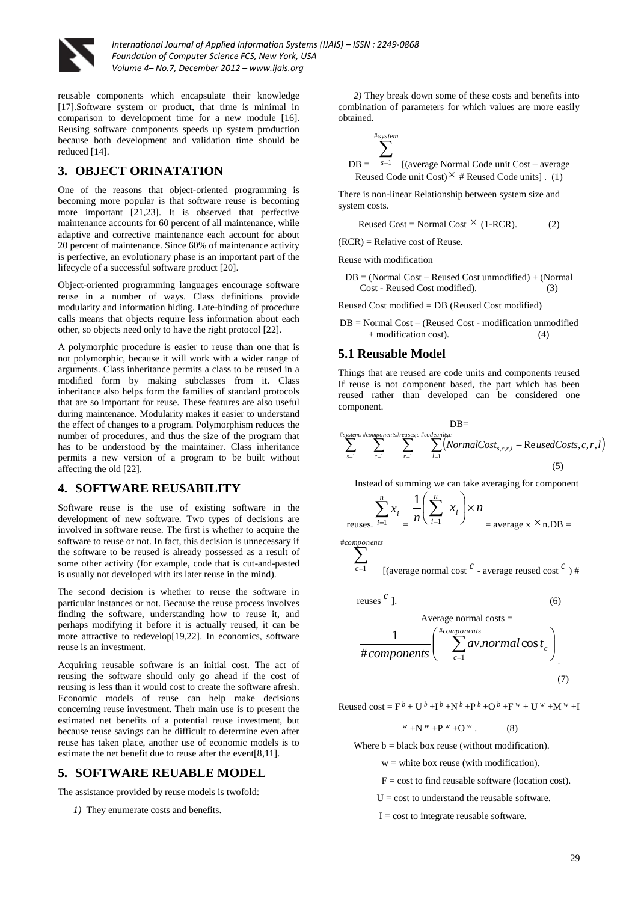reusable components which encapsulate their knowledge [17].Software system or product, that time is minimal in comparison to development time for a new module [16]. Reusing software components speeds up system production because both development and validation time should be reduced [14].

## 3. OBJECT ORINATATION

One of the reasons that object-oriented programming is becoming more popular is that software reuse is becoming more important [21,23]. It is observed that perfective maintenance accounts for 60 percent of all maintenance, while adaptive and corrective maintenance each account for about 20 percent of maintenance. Since 60% of maintenance activity is perfective, an evolutionary phase is an important part of the lifecycle of a successful software product [20].

Object-oriented programming languages encourage software reuse in a number of ways. Class definitions provide modularity and information hiding. Late-binding of procedure calls means that objects require less information about each other, so objects need only to have the right protocol [22].

A polymorphic procedure is easier to reuse than one that is not polymorphic, because it will work with a wider range of arguments. Class inheritance permits a class to be reused in a modified form by making subclasses from it. Class inheritance also helps form the families of standard protocols that are so important for reuse. These features are also useful during maintenance. Modularity makes it easier to understand the effect of changes to a program. Polymorphism reduces the number of procedures, and thus the size of the program that has to be understood by the maintainer. Class inheritance permits a new version of a program to be built without affecting the old [22].

## 4. SOFTWARE REUSABILITY

Software reuse is the use of existing software in the development of new software. Two types of decisions are involved in software reuse. The first is whether to acquire the software to reuse or not. In fact, this decision is unnecessary if the software to be reused is already possessed as a result of some other activity (for example, code that is cut-and-pasted is usually not developed with its later reuse in the mind).

The second decision is whether to reuse the software in particular instances or not. Because the reuse process involves finding the software, understanding how to reuse it, and perhaps modifying it before it is actually reused, it can be more attractive to redevelop[19,22]. In economics, software reuse is an investment.

Acquiring reusable software is an initial cost. The act of reusing the software should only go ahead if the cost of reusing is less than it would cost to create the software afresh. Economic models of reuse can help make decisions concerning reuse investment. Their main use is to present the estimated net benefits of a potential reuse investment, but because reuse savings can be difficult to determine even after reuse has taken place, another use of economic models is to estimate the net benefit due to reuse after the event[8,11].

## 5. SOFTWARE REUABLE MODEL

The assistance provided by reuse models is twofold:

*1)* They enumerate costs and benefits.

*2)* They break down some of these costs and benefits into combination of parameters for which values are more easily obtained.

$$DB = \sum_{s=1}^{\#system} \text{[(average Normal Code unit Cost – average Reused Code unit Cost)} \times \text{ \# Reused Code units]} . \quad (1)$$

There is non-linear Relationship between system size and system costs.

$$\text{Reused Cost} = \text{Normal Cost} \times (1\text{-RCR}). \quad (2)$$

(RCR) = Relative cost of Reuse.

Reuse with modification

$$DB = (\text{Normal Cost – Reused Cost unmodified}) + (\text{Normal Cost - Reused Cost modified}). \quad (3)$$

Reused Cost modified = DB (Reused Cost modified)

$$DB = \text{Normal Cost – (Reused Cost - modification unmodified + modification cost)}. \quad (4)$$

### 5.1 Reusable Model

Things that are reused are code units and components reused If reuse is not component based, the part which has been reused rather than developed can be considered one component.

$$DB = \sum_{s=1}^{\#systems} \sum_{c=1}^{\#components} \sum_{r=1}^{\#reuses,c} \sum_{l=1}^{\#codeunitsc} \left( NormalCost_{s,c,r,l} - \text{Re}usedCosts,c,r,l \right) \quad (5)$$

Instead of summing we can take averaging for component reuses. $\sum_{i=1}^{n} x_i = \frac{1}{n}\left(\sum_{i=1}^{n} x_i\right) \times n$ = average x $\times$ n.DB =

$$\sum_{c=1}^{\#components} \text{[(average normal cost } c \text{ - average reused cost } c \text{ ) \# reuses } c \text{ ]}. \quad (6)$$

Average normal costs =

$$\frac{1}{\#components}\left(\sum_{c=1}^{\#components} av.normal\cos t_c\right). \quad (7)$$

$$\text{Reused cost} = F^b + U^b + I^b + N^b + P^b + O^b + F^w + U^w + M^w + I^w + N^w + P^w + O^w . \quad (8)$$

Where b = black box reuse (without modification).

w = white box reuse (with modification).

F = cost to find reusable software (location cost).

U = cost to understand the reusable software.

I = cost to integrate reusable software.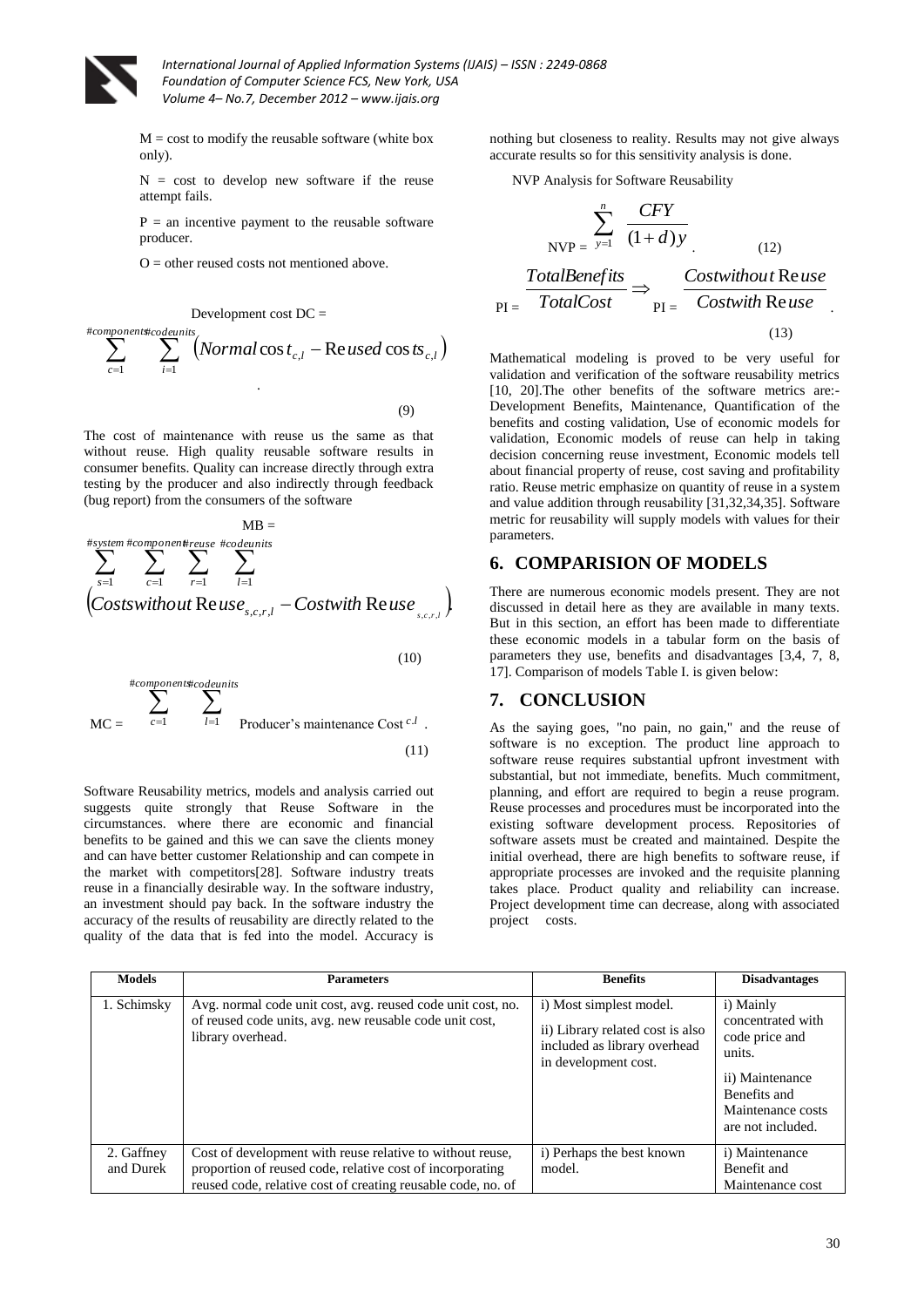M = cost to modify the reusable software (white box only).

N = cost to develop new software if the reuse attempt fails.

P = an incentive payment to the reusable software producer.

O = other reused costs not mentioned above.

Development cost DC =

$$\sum_{c=1}^{\#components} \sum_{i=1}^{\#codeunits} \left( Normal\cos t_{c,l} - \text{Re}used\cos ts_{c,l} \right) \quad (9)$$

The cost of maintenance with reuse us the same as that without reuse. High quality reusable software results in consumer benefits. Quality can increase directly through extra testing by the producer and also indirectly through feedback (bug report) from the consumers of the software

MB =

$$\sum_{s=1}^{\#system} \sum_{c=1}^{\#component} \sum_{r=1}^{\#reuse} \sum_{l=1}^{\#codeunits} \left( Costswithout\,\text{Re}use_{s,c,r,l} - Costwith\,\text{Re}use_{s,c,r,l} \right) \quad (10)$$

$$MC = \sum_{c=1}^{\#components} \sum_{l=1}^{\#codeunits} \text{Producer's maintenance Cost}^{\,c.l} . \quad (11)$$

Software Reusability metrics, models and analysis carried out suggests quite strongly that Reuse Software in the circumstances. where there are economic and financial benefits to be gained and this we can save the clients money and can have better customer Relationship and can compete in the market with competitors[28]. Software industry treats reuse in a financially desirable way. In the software industry, an investment should pay back. In the software industry the accuracy of the results of reusability are directly related to the quality of the data that is fed into the model. Accuracy is nothing but closeness to reality. Results may not give always accurate results so for this sensitivity analysis is done.

NVP Analysis for Software Reusability

$$NVP = \sum_{y=1}^{n} \frac{CFY}{(1+d)y} . \quad (12)$$

$$PI = \frac{TotalBenefits}{TotalCost} \Rightarrow PI = \frac{Costwithout\,\text{Re}use}{Costwith\,\text{Re}use} . \quad (13)$$

Mathematical modeling is proved to be very useful for validation and verification of the software reusability metrics [10, 20].The other benefits of the software metrics are:- Development Benefits, Maintenance, Quantification of the benefits and costing validation, Use of economic models for validation, Economic models of reuse can help in taking decision concerning reuse investment, Economic models tell about financial property of reuse, cost saving and profitability ratio. Reuse metric emphasize on quantity of reuse in a system and value addition through reusability [31,32,34,35]. Software metric for reusability will supply models with values for their parameters.

## 6. COMPARISION OF MODELS

There are numerous economic models present. They are not discussed in detail here as they are available in many texts. But in this section, an effort has been made to differentiate these economic models in a tabular form on the basis of parameters they use, benefits and disadvantages [3,4, 7, 8, 17]. Comparison of models Table I. is given below:

## 7. CONCLUSION

As the saying goes, "no pain, no gain," and the reuse of software is no exception. The product line approach to software reuse requires substantial upfront investment with substantial, but not immediate, benefits. Much commitment, planning, and effort are required to begin a reuse program. Reuse processes and procedures must be incorporated into the existing software development process. Repositories of software assets must be created and maintained. Despite the initial overhead, there are high benefits to software reuse, if appropriate processes are invoked and the requisite planning takes place. Product quality and reliability can increase. Project development time can decrease, along with associated project costs.

| Models | Parameters | Benefits | Disadvantages |
|---|---|---|---|
| 1. Schimsky | Avg. normal code unit cost, avg. reused code unit cost, no. of reused code units, avg. new reusable code unit cost, library overhead. | i) Most simplest model.<br>ii) Library related cost is also included as library overhead in development cost. | i) Mainly concentrated with code price and units.<br>ii) Maintenance Benefits and Maintenance costs are not included. |
| 2. Gaffney and Durek | Cost of development with reuse relative to without reuse, proportion of reused code, relative cost of incorporating reused code, relative cost of creating reusable code, no. of | i) Perhaps the best known model. | i) Maintenance Benefit and Maintenance cost |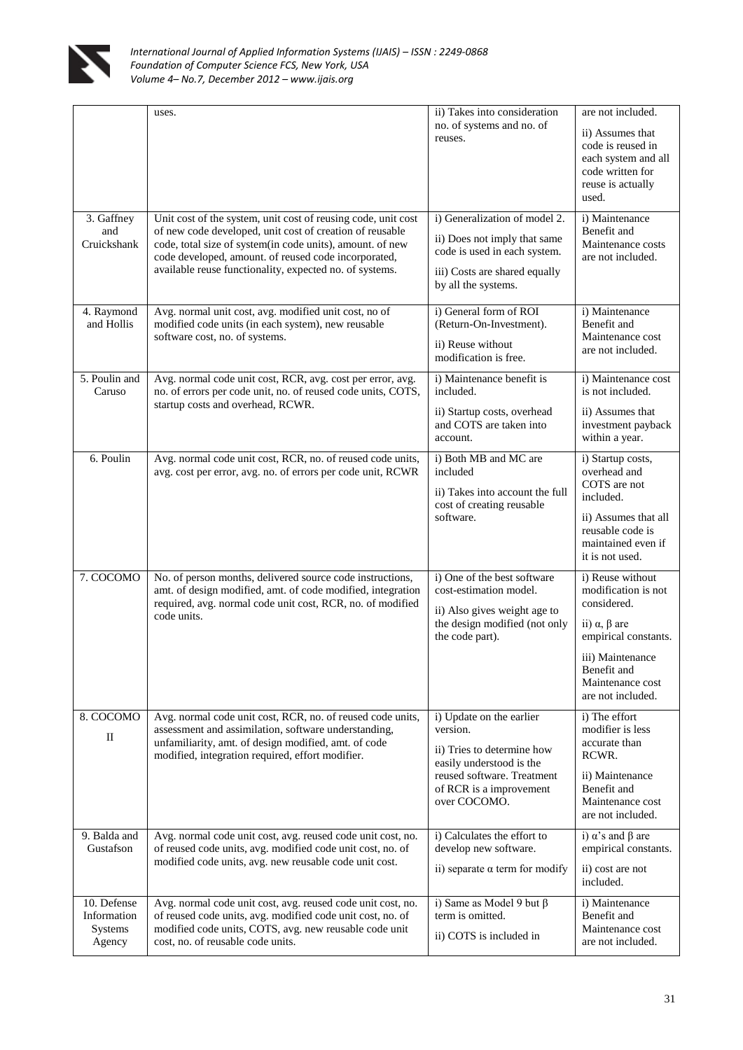| | uses. | ii) Takes into consideration no. of systems and no. of reuses. | are not included.<br><br>ii) Assumes that code is reused in each system and all code written for reuse is actually used. |
|---|---|---|---|
| 3. Gaffney and Cruickshank | Unit cost of the system, unit cost of reusing code, unit cost of new code developed, unit cost of creation of reusable code, total size of system(in code units), amount. of new code developed, amount. of reused code incorporated, available reuse functionality, expected no. of systems. | i) Generalization of model 2.<br><br>ii) Does not imply that same code is used in each system.<br><br>iii) Costs are shared equally by all the systems. | i) Maintenance Benefit and Maintenance costs are not included. |
| 4. Raymond and Hollis | Avg. normal unit cost, avg. modified unit cost, no of modified code units (in each system), new reusable software cost, no. of systems. | i) General form of ROI (Return-On-Investment).<br><br>ii) Reuse without modification is free. | i) Maintenance Benefit and Maintenance cost are not included. |
| 5. Poulin and Caruso | Avg. normal code unit cost, RCR, avg. cost per error, avg. no. of errors per code unit, no. of reused code units, COTS, startup costs and overhead, RCWR. | i) Maintenance benefit is included.<br><br>ii) Startup costs, overhead and COTS are taken into account. | i) Maintenance cost is not included.<br><br>ii) Assumes that investment payback within a year. |
| 6. Poulin | Avg. normal code unit cost, RCR, no. of reused code units, avg. cost per error, avg. no. of errors per code unit, RCWR | i) Both MB and MC are included<br><br>ii) Takes into account the full cost of creating reusable software. | i) Startup costs, overhead and COTS are not included.<br><br>ii) Assumes that all reusable code is maintained even if it is not used. |
| 7. COCOMO | No. of person months, delivered source code instructions, amt. of design modified, amt. of code modified, integration required, avg. normal code unit cost, RCR, no. of modified code units. | i) One of the best software cost-estimation model.<br><br>ii) Also gives weight age to the design modified (not only the code part). | i) Reuse without modification is not considered.<br><br>ii) $\alpha$, $\beta$ are empirical constants.<br><br>iii) Maintenance Benefit and Maintenance cost are not included. |
| 8. COCOMO II | Avg. normal code unit cost, RCR, no. of reused code units, assessment and assimilation, software understanding, unfamiliarity, amt. of design modified, amt. of code modified, integration required, effort modifier. | i) Update on the earlier version.<br><br>ii) Tries to determine how easily understood is the reused software. Treatment of RCR is a improvement over COCOMO. | i) The effort modifier is less accurate than RCWR.<br><br>ii) Maintenance Benefit and Maintenance cost are not included. |
| 9. Balda and Gustafson | Avg. normal code unit cost, avg. reused code unit cost, no. of reused code units, avg. modified code unit cost, no. of modified code units, avg. new reusable code unit cost. | i) Calculates the effort to develop new software.<br><br>ii) separate $\alpha$ term for modify | i) $\alpha$'s and $\beta$ are empirical constants.<br><br>ii) cost are not included. |
| 10. Defense Information Systems Agency | Avg. normal code unit cost, avg. reused code unit cost, no. of reused code units, avg. modified code unit cost, no. of modified code units, COTS, avg. new reusable code unit cost, no. of reusable code units. | i) Same as Model 9 but $\beta$ term is omitted.<br><br>ii) COTS is included in | i) Maintenance Benefit and Maintenance cost are not included. |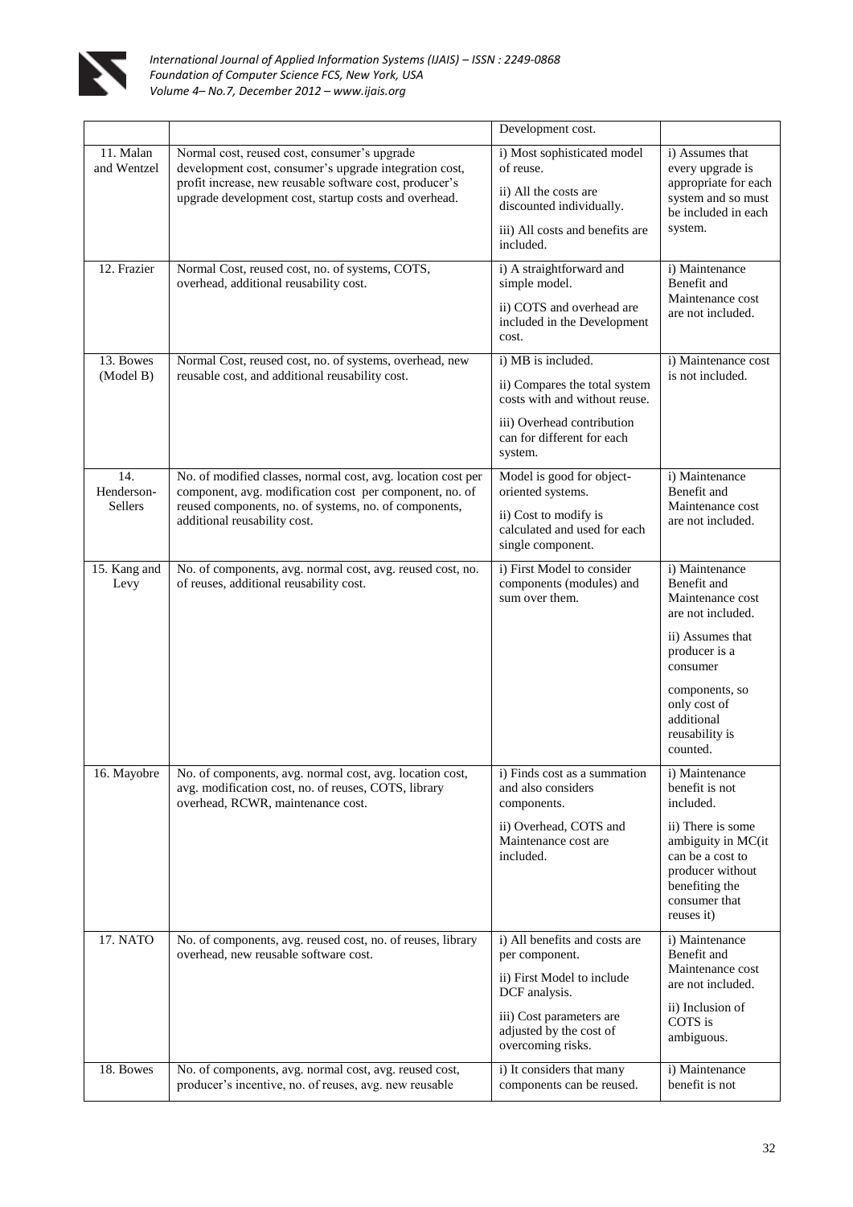| | | Development cost. | |
|---|---|---|---|
| 11. Malan and Wentzel | Normal cost, reused cost, consumer's upgrade development cost, consumer's upgrade integration cost, profit increase, new reusable software cost, producer's upgrade development cost, startup costs and overhead. | i) Most sophisticated model of reuse.<br>ii) All the costs are discounted individually.<br>iii) All costs and benefits are included. | i) Assumes that every upgrade is appropriate for each system and so must be included in each system. |
| 12. Frazier | Normal Cost, reused cost, no. of systems, COTS, overhead, additional reusability cost. | i) A straightforward and simple model.<br>ii) COTS and overhead are included in the Development cost. | i) Maintenance Benefit and Maintenance cost are not included. |
| 13. Bowes (Model B) | Normal Cost, reused cost, no. of systems, overhead, new reusable cost, and additional reusability cost. | i) MB is included.<br>ii) Compares the total system costs with and without reuse.<br>iii) Overhead contribution can for different for each system. | i) Maintenance cost is not included. |
| 14. Henderson-Sellers | No. of modified classes, normal cost, avg. location cost per component, avg. modification cost per component, no. of reused components, no. of systems, no. of components, additional reusability cost. | Model is good for object-oriented systems.<br>ii) Cost to modify is calculated and used for each single component. | i) Maintenance Benefit and Maintenance cost are not included. |
| 15. Kang and Levy | No. of components, avg. normal cost, avg. reused cost, no. of reuses, additional reusability cost. | i) First Model to consider components (modules) and sum over them. | i) Maintenance Benefit and Maintenance cost are not included.<br>ii) Assumes that producer is a consumer<br>components, so only cost of additional reusability is counted. |
| 16. Mayobre | No. of components, avg. normal cost, avg. location cost, avg. modification cost, no. of reuses, COTS, library overhead, RCWR, maintenance cost. | i) Finds cost as a summation and also considers components.<br>ii) Overhead, COTS and Maintenance cost are included. | i) Maintenance benefit is not included.<br>ii) There is some ambiguity in MC(it can be a cost to producer without benefiting the consumer that reuses it) |
| 17. NATO | No. of components, avg. reused cost, no. of reuses, library overhead, new reusable software cost. | i) All benefits and costs are per component.<br>ii) First Model to include DCF analysis.<br>iii) Cost parameters are adjusted by the cost of overcoming risks. | i) Maintenance Benefit and Maintenance cost are not included.<br>ii) Inclusion of COTS is ambiguous. |
| 18. Bowes | No. of components, avg. normal cost, avg. reused cost, producer's incentive, no. of reuses, avg. new reusable | i) It considers that many components can be reused. | i) Maintenance benefit is not |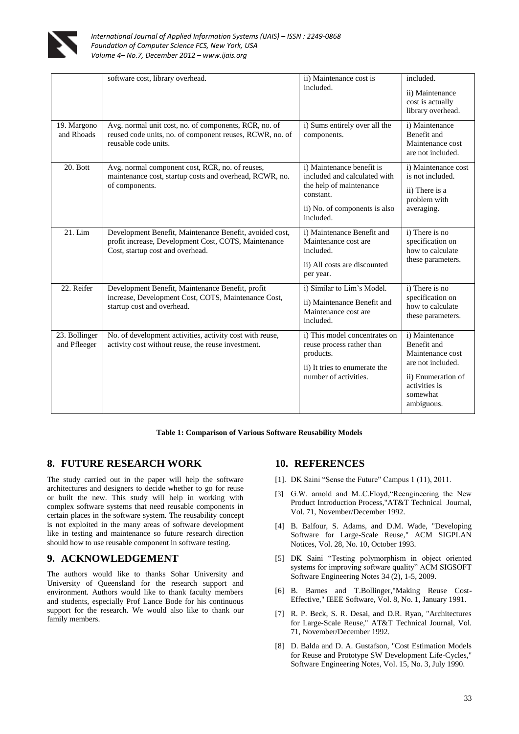|  | software cost, library overhead. | ii) Maintenance cost is included. | included. ii) Maintenance cost is actually library overhead. |
|---|---|---|---|
| 19. Margono and Rhoads | Avg. normal unit cost, no. of components, RCR, no. of reused code units, no. of component reuses, RCWR, no. of reusable code units. | i) Sums entirely over all the components. | i) Maintenance Benefit and Maintenance cost are not included. |
| 20. Bott | Avg. normal component cost, RCR, no. of reuses, maintenance cost, startup costs and overhead, RCWR, no. of components. | i) Maintenance benefit is included and calculated with the help of maintenance constant. ii) No. of components is also included. | i) Maintenance cost is not included. ii) There is a problem with averaging. |
| 21. Lim | Development Benefit, Maintenance Benefit, avoided cost, profit increase, Development Cost, COTS, Maintenance Cost, startup cost and overhead. | i) Maintenance Benefit and Maintenance cost are included. ii) All costs are discounted per year. | i) There is no specification on how to calculate these parameters. |
| 22. Reifer | Development Benefit, Maintenance Benefit, profit increase, Development Cost, COTS, Maintenance Cost, startup cost and overhead. | i) Similar to Lim's Model. ii) Maintenance Benefit and Maintenance cost are included. | i) There is no specification on how to calculate these parameters. |
| 23. Bollinger and Pfleeger | No. of development activities, activity cost with reuse, activity cost without reuse, the reuse investment. | i) This model concentrates on reuse process rather than products. ii) It tries to enumerate the number of activities. | i) Maintenance Benefit and Maintenance cost are not included. ii) Enumeration of activities is somewhat ambiguous. |

**Table 1: Comparison of Various Software Reusability Models**

## 8. FUTURE RESEARCH WORK

The study carried out in the paper will help the software architectures and designers to decide whether to go for reuse or built the new. This study will help in working with complex software systems that need reusable components in certain places in the software system. The reusability concept is not exploited in the many areas of software development like in testing and maintenance so future research direction should how to use reusable component in software testing.

## 9. ACKNOWLEDGEMENT

The authors would like to thanks Sohar University and University of Queensland for the research support and environment. Authors would like to thank faculty members and students, especially Prof Lance Bode for his continuous support for the research. We would also like to thank our family members.

## 10. REFERENCES

[1]. DK Saini "Sense the Future" Campus 1 (11), 2011.

[3] G.W. arnold and M..C.Floyd,"Reengineering the New Product Introduction Process,"AT&T Technical Journal, Vol. 71, November/December 1992.

[4] B. Balfour, S. Adams, and D.M. Wade, "Developing Software for Large-Scale Reuse," ACM SIGPLAN Notices, Vol. 28, No. 10, October 1993.

[5] DK Saini "Testing polymorphism in object oriented systems for improving software quality" ACM SIGSOFT Software Engineering Notes 34 (2), 1-5, 2009.

[6] B. Barnes and T.Bollinger,"Making Reuse Cost-Effective," IEEE Software, Vol. 8, No. 1, January 1991.

[7] R. P. Beck, S. R. Desai, and D.R. Ryan, "Architectures for Large-Scale Reuse," AT&T Technical Journal, Vol. 71, November/December 1992.

[8] D. Balda and D. A. Gustafson, "Cost Estimation Models for Reuse and Prototype SW Development Life-Cycles," Software Engineering Notes, Vol. 15, No. 3, July 1990.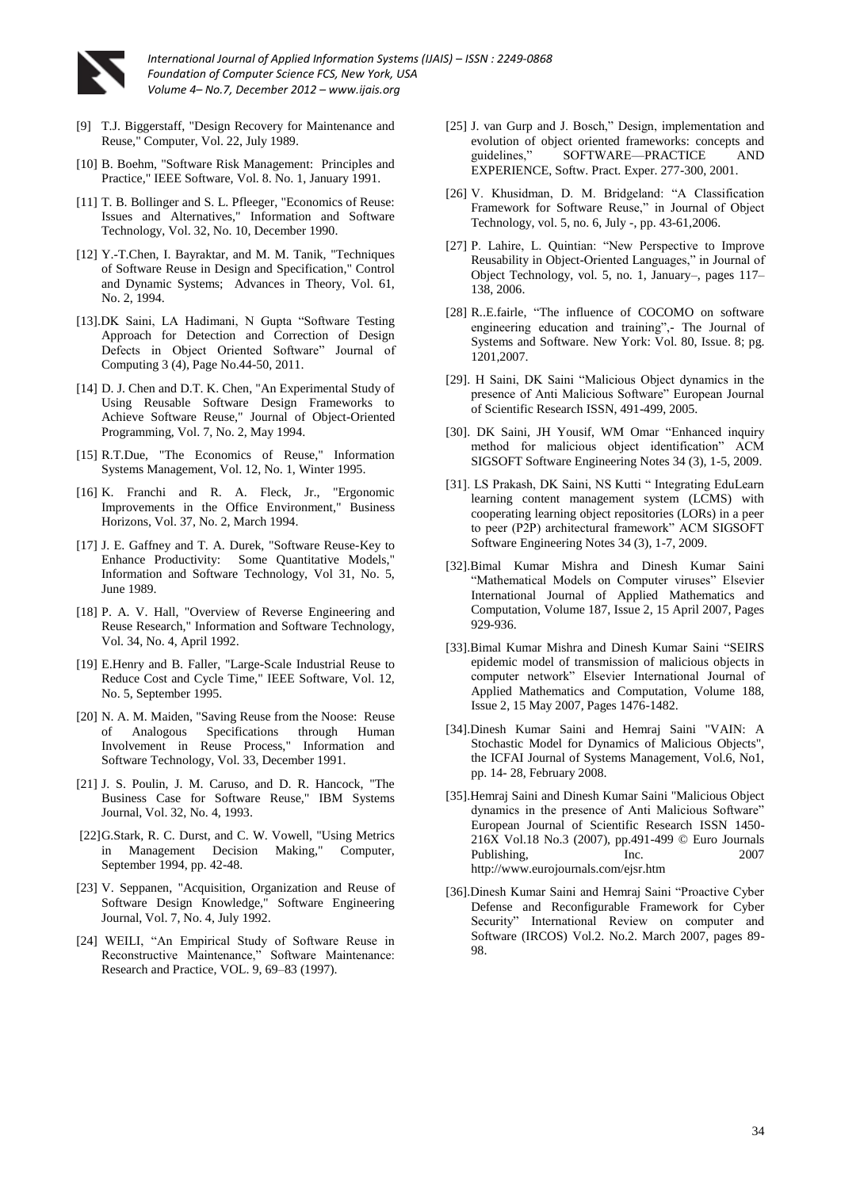[9] T.J. Biggerstaff, "Design Recovery for Maintenance and Reuse," Computer, Vol. 22, July 1989.

[10] B. Boehm, "Software Risk Management: Principles and Practice," IEEE Software, Vol. 8. No. 1, January 1991.

[11] T. B. Bollinger and S. L. Pfleeger, "Economics of Reuse: Issues and Alternatives," Information and Software Technology, Vol. 32, No. 10, December 1990.

[12] Y.-T.Chen, I. Bayraktar, and M. M. Tanik, "Techniques of Software Reuse in Design and Specification," Control and Dynamic Systems; Advances in Theory, Vol. 61, No. 2, 1994.

[13].DK Saini, LA Hadimani, N Gupta "Software Testing Approach for Detection and Correction of Design Defects in Object Oriented Software" Journal of Computing 3 (4), Page No.44-50, 2011.

[14] D. J. Chen and D.T. K. Chen, "An Experimental Study of Using Reusable Software Design Frameworks to Achieve Software Reuse," Journal of Object-Oriented Programming, Vol. 7, No. 2, May 1994.

[15] R.T.Due, "The Economics of Reuse," Information Systems Management, Vol. 12, No. 1, Winter 1995.

[16] K. Franchi and R. A. Fleck, Jr., "Ergonomic Improvements in the Office Environment," Business Horizons, Vol. 37, No. 2, March 1994.

[17] J. E. Gaffney and T. A. Durek, "Software Reuse-Key to Enhance Productivity: Some Quantitative Models," Information and Software Technology, Vol 31, No. 5, June 1989.

[18] P. A. V. Hall, "Overview of Reverse Engineering and Reuse Research," Information and Software Technology, Vol. 34, No. 4, April 1992.

[19] E.Henry and B. Faller, "Large-Scale Industrial Reuse to Reduce Cost and Cycle Time," IEEE Software, Vol. 12, No. 5, September 1995.

[20] N. A. M. Maiden, "Saving Reuse from the Noose: Reuse of Analogous Specifications through Human Involvement in Reuse Process," Information and Software Technology, Vol. 33, December 1991.

[21] J. S. Poulin, J. M. Caruso, and D. R. Hancock, "The Business Case for Software Reuse," IBM Systems Journal, Vol. 32, No. 4, 1993.

[22]G.Stark, R. C. Durst, and C. W. Vowell, "Using Metrics in Management Decision Making," Computer, September 1994, pp. 42-48.

[23] V. Seppanen, "Acquisition, Organization and Reuse of Software Design Knowledge," Software Engineering Journal, Vol. 7, No. 4, July 1992.

[24] WEILI, "An Empirical Study of Software Reuse in Reconstructive Maintenance," Software Maintenance: Research and Practice, VOL. 9, 69–83 (1997).

[25] J. van Gurp and J. Bosch," Design, implementation and evolution of object oriented frameworks: concepts and guidelines," SOFTWARE—PRACTICE AND EXPERIENCE, Softw. Pract. Exper. 277-300, 2001.

[26] V. Khusidman, D. M. Bridgeland: "A Classification Framework for Software Reuse," in Journal of Object Technology, vol. 5, no. 6, July -, pp. 43-61,2006.

[27] P. Lahire, L. Quintian: "New Perspective to Improve Reusability in Object-Oriented Languages," in Journal of Object Technology, vol. 5, no. 1, January–, pages 117–138, 2006.

[28] R..E.fairle, "The influence of COCOMO on software engineering education and training",- The Journal of Systems and Software. New York: Vol. 80, Issue. 8; pg. 1201,2007.

[29]. H Saini, DK Saini "Malicious Object dynamics in the presence of Anti Malicious Software" European Journal of Scientific Research ISSN, 491-499, 2005.

[30]. DK Saini, JH Yousif, WM Omar "Enhanced inquiry method for malicious object identification" ACM SIGSOFT Software Engineering Notes 34 (3), 1-5, 2009.

[31]. LS Prakash, DK Saini, NS Kutti " Integrating EduLearn learning content management system (LCMS) with cooperating learning object repositories (LORs) in a peer to peer (P2P) architectural framework" ACM SIGSOFT Software Engineering Notes 34 (3), 1-7, 2009.

[32].Bimal Kumar Mishra and Dinesh Kumar Saini "Mathematical Models on Computer viruses" Elsevier International Journal of Applied Mathematics and Computation, Volume 187, Issue 2, 15 April 2007, Pages 929-936.

[33].Bimal Kumar Mishra and Dinesh Kumar Saini "SEIRS epidemic model of transmission of malicious objects in computer network" Elsevier International Journal of Applied Mathematics and Computation, Volume 188, Issue 2, 15 May 2007, Pages 1476-1482.

[34].Dinesh Kumar Saini and Hemraj Saini "VAIN: A Stochastic Model for Dynamics of Malicious Objects", the ICFAI Journal of Systems Management, Vol.6, No1, pp. 14- 28, February 2008.

[35].Hemraj Saini and Dinesh Kumar Saini "Malicious Object dynamics in the presence of Anti Malicious Software" European Journal of Scientific Research ISSN 1450-216X Vol.18 No.3 (2007), pp.491-499 © Euro Journals Publishing, Inc. 2007 http://www.eurojournals.com/ejsr.htm

[36].Dinesh Kumar Saini and Hemraj Saini "Proactive Cyber Defense and Reconfigurable Framework for Cyber Security" International Review on computer and Software (IRCOS) Vol.2. No.2. March 2007, pages 89-98.